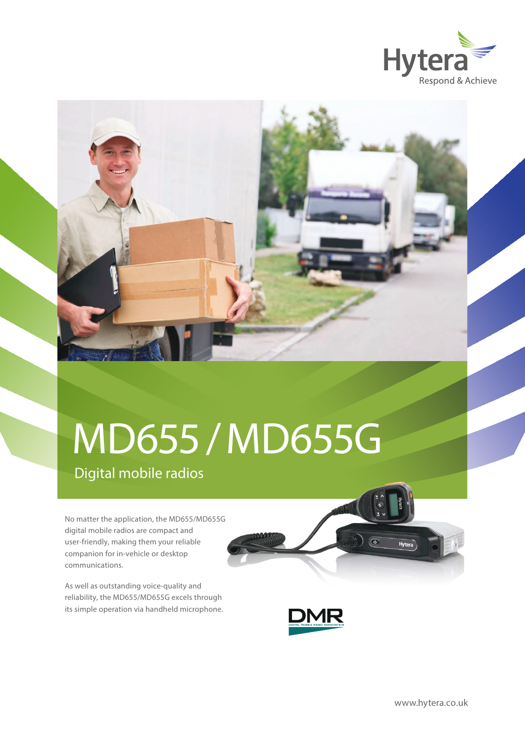Hytera

Respond & Achieve

# MD655 / MD655G

## Digital mobile radios

No matter the application, the MD655/MD655G digital mobile radios are compact and user-friendly, making them your reliable companion for in-vehicle or desktop communications.

As well as outstanding voice-quality and reliability, the MD655/MD655G excels through its simple operation via handheld microphone.

www.hytera.co.uk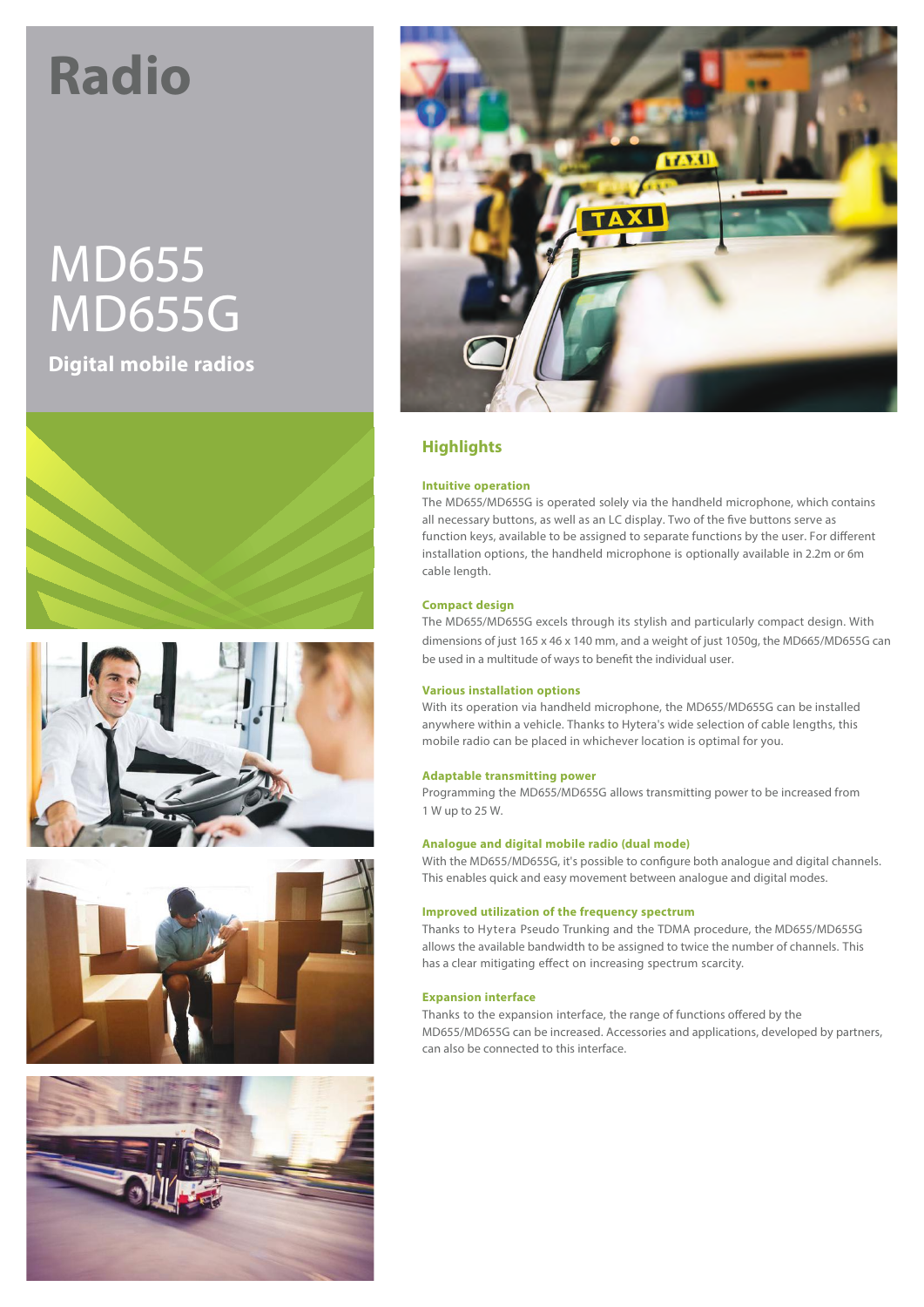# Radio

# MD655 MD655G

**Digital mobile radios**

## Highlights

### Intuitive operation

The MD655/MD655G is operated solely via the handheld microphone, which contains all necessary buttons, as well as an LC display. Two of the five buttons serve as function keys, available to be assigned to separate functions by the user. For different installation options, the handheld microphone is optionally available in 2.2m or 6m cable length.

### Compact design

The MD655/MD655G excels through its stylish and particularly compact design. With dimensions of just 165 x 46 x 140 mm, and a weight of just 1050g, the MD665/MD655G can be used in a multitude of ways to benefit the individual user.

### Various installation options

With its operation via handheld microphone, the MD655/MD655G can be installed anywhere within a vehicle. Thanks to Hytera's wide selection of cable lengths, this mobile radio can be placed in whichever location is optimal for you.

### Adaptable transmitting power

Programming the MD655/MD655G allows transmitting power to be increased from 1 W up to 25 W.

### Analogue and digital mobile radio (dual mode)

With the MD655/MD655G, it's possible to configure both analogue and digital channels. This enables quick and easy movement between analogue and digital modes.

### Improved utilization of the frequency spectrum

Thanks to Hytera Pseudo Trunking and the TDMA procedure, the MD655/MD655G allows the available bandwidth to be assigned to twice the number of channels. This has a clear mitigating effect on increasing spectrum scarcity.

### Expansion interface

Thanks to the expansion interface, the range of functions offered by the MD655/MD655G can be increased. Accessories and applications, developed by partners, can also be connected to this interface.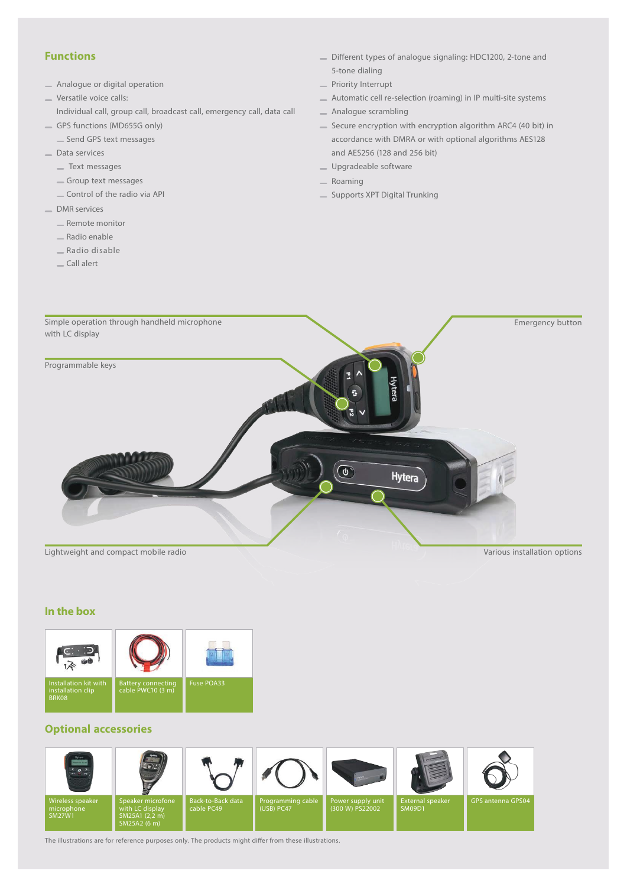## Functions

- Analogue or digital operation
- Versatile voice calls:
  Individual call, group call, broadcast call, emergency call, data call
- GPS functions (MD655G only)
  - Send GPS text messages
- Data services
  - Text messages
  - Group text messages
  - Control of the radio via API
- DMR services
  - Remote monitor
  - Radio enable
  - Radio disable
  - Call alert
- Different types of analogue signaling: HDC1200, 2-tone and 5-tone dialing
- Priority Interrupt
- Automatic cell re-selection (roaming) in IP multi-site systems
- Analogue scrambling
- Secure encryption with encryption algorithm ARC4 (40 bit) in accordance with DMRA or with optional algorithms AES128 and AES256 (128 and 256 bit)
- Upgradeable software
- Roaming
- Supports XPT Digital Trunking

Simple operation through handheld microphone with LC display

Emergency button

Programmable keys

Lightweight and compact mobile radio

Various installation options

## In the box

| Installation kit with installation clip BRK08 | Battery connecting cable PWC10 (3 m) | Fuse POA33 |
|---|---|---|

## Optional accessories

| Wireless speaker microphone SM27W1 | Speaker microfone with LC display SM25A1 (2,2 m) SM25A2 (6 m) | Back-to-Back data cable PC49 | Programming cable (USB) PC47 | Power supply unit (300 W) PS22002 | External speaker SM09D1 | GPS antenna GPS04 |
|---|---|---|---|---|---|---|

The illustrations are for reference purposes only. The products might differ from these illustrations.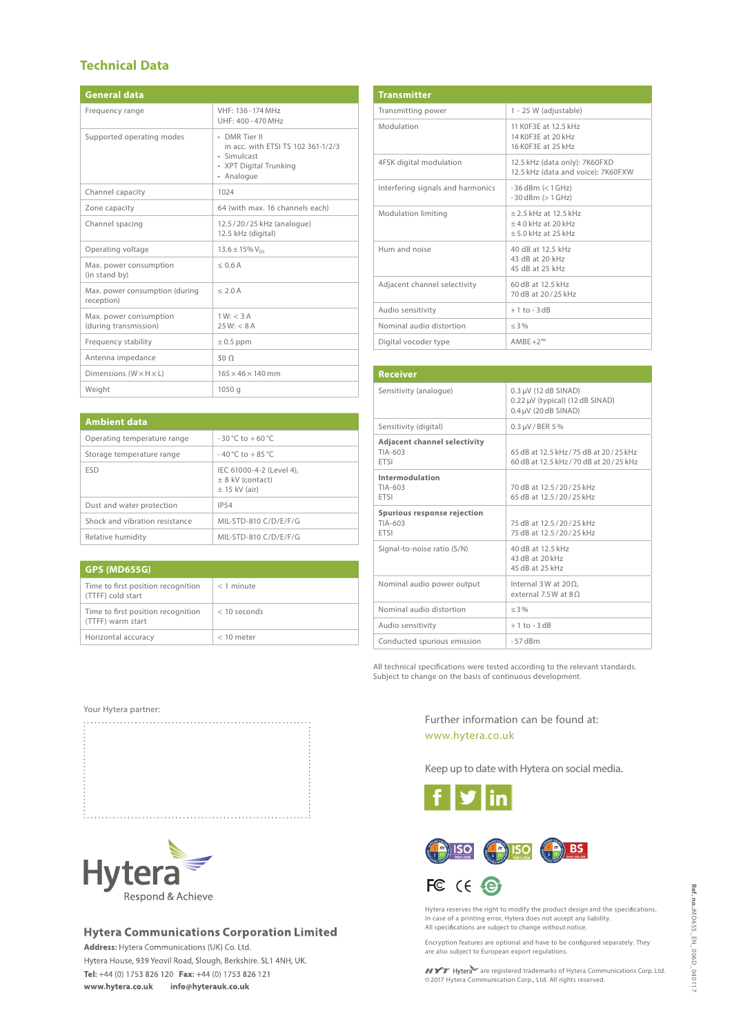## Technical Data

| General data | |
|---|---|
| Frequency range | VHF: 136 - 174 MHz<br>UHF: 400 - 470 MHz |
| Supported operating modes | • DMR Tier II in acc. with ETSI TS 102 361-1/2/3<br>• Simulcast<br>• XPT Digital Trunking<br>• Analogue |
| Channel capacity | 1024 |
| Zone capacity | 64 (with max. 16 channels each) |
| Channel spacing | 12.5 / 20 / 25 kHz (analogue)<br>12.5 kHz (digital) |
| Operating voltage | 13.6 ± 15% $V_{DC}$ |
| Max. power consumption (in stand by) | ≤ 0.6 A |
| Max. power consumption (during reception) | ≤ 2.0 A |
| Max. power consumption (during transmission) | 1 W: < 3 A<br>25 W: < 8 A |
| Frequency stability | ± 0.5 ppm |
| Antenna impedance | 50 Ω |
| Dimensions (W × H × L) | 165 × 46 × 140 mm |
| Weight | 1050 g |

| Ambient data | |
|---|---|
| Operating temperature range | - 30 °C to + 60 °C |
| Storage temperature range | - 40 °C to + 85 °C |
| ESD | IEC 61000-4-2 (Level 4),<br>± 8 kV (contact)<br>± 15 kV (air) |
| Dust and water protection | IP54 |
| Shock and vibration resistance | MIL-STD-810 C/D/E/F/G |
| Relative humidity | MIL-STD-810 C/D/E/F/G |

| GPS (MD655G) | |
|---|---|
| Time to first position recognition (TTFF) cold start | < 1 minute |
| Time to first position recognition (TTFF) warm start | < 10 seconds |
| Horizontal accuracy | < 10 meter |

| Transmitter | |
|---|---|
| Transmitting power | 1 - 25 W (adjustable) |
| Modulation | 11 K0F3E at 12.5 kHz<br>14 K0F3E at 20 kHz<br>16 K0F3E at 25 kHz |
| 4FSK digital modulation | 12.5 kHz (data only): 7K60FXD<br>12.5 kHz (data and voice): 7K60FXW |
| Interfering signals and harmonics | - 36 dBm (< 1 GHz)<br>- 30 dBm (> 1 GHz) |
| Modulation limiting | ± 2.5 kHz at 12.5 kHz<br>± 4.0 kHz at 20 kHz<br>± 5.0 kHz at 25 kHz |
| Hum and noise | 40 dB at 12.5 kHz<br>43 dB at 20 kHz<br>45 dB at 25 kHz |
| Adjacent channel selectivity | 60 dB at 12.5 kHz<br>70 dB at 20 / 25 kHz |
| Audio sensitivity | + 1 to - 3 dB |
| Nominal audio distortion | ≤ 3 % |
| Digital vocoder type | AMBE +2™ |

| Receiver | |
|---|---|
| Sensitivity (analogue) | 0.3 µV (12 dB SINAD)<br>0.22 µV (typical) (12 dB SINAD)<br>0.4 µV (20 dB SINAD) |
| Sensitivity (digital) | 0.3 µV / BER 5 % |
| **Adjacent channel selectivity**<br>TIA-603<br>ETSI | <br>65 dB at 12.5 kHz / 75 dB at 20 / 25 kHz<br>60 dB at 12.5 kHz / 70 dB at 20 / 25 kHz |
| **Intermodulation**<br>TIA-603<br>ETSI | <br>70 dB at 12.5 / 20 / 25 kHz<br>65 dB at 12.5 / 20 / 25 kHz |
| **Spurious response rejection**<br>TIA-603<br>ETSI | <br>75 dB at 12.5 / 20 / 25 kHz<br>75 dB at 12.5 / 20 / 25 kHz |
| Signal-to-noise ratio (S/N) | 40 dB at 12.5 kHz<br>43 dB at 20 kHz<br>45 dB at 25 kHz |
| Nominal audio power output | Internal 3 W at 20 Ω,<br>external 7.5 W at 8 Ω |
| Nominal audio distortion | ≤ 3 % |
| Audio sensitivity | + 1 to - 3 dB |
| Conducted spurious emission | - 57 dBm |

All technical specifications were tested according to the relevant standards.
Subject to change on the basis of continuous development.

Your Hytera partner:

Further information can be found at:
www.hytera.co.uk

Keep up to date with Hytera on social media.

Hytera
Respond & Achieve

**Hytera Communications Corporation Limited**
**Address:** Hytera Communications (UK) Co. Ltd.
Hytera House, 939 Yeovil Road, Slough, Berkshire. SL1 4NH, UK.
**Tel:** +44 (0) 1753 826 120 **Fax:** +44 (0) 1753 826 121
**www.hytera.co.uk** **info@hyterauk.co.uk**

Hytera reserves the right to modify the product design and the specifications. In case of a printing error, Hytera does not accept any liability. All specifications are subject to change without notice.

Encryption features are optional and have to be configured separately. They are also subject to European export regulations.

HYT Hytera are registered trademarks of Hytera Communications Corp. Ltd.
© 2017 Hytera Communication Corp., Ltd. All rights reserved.

Ref. no.:MD655_EN_0060_040117